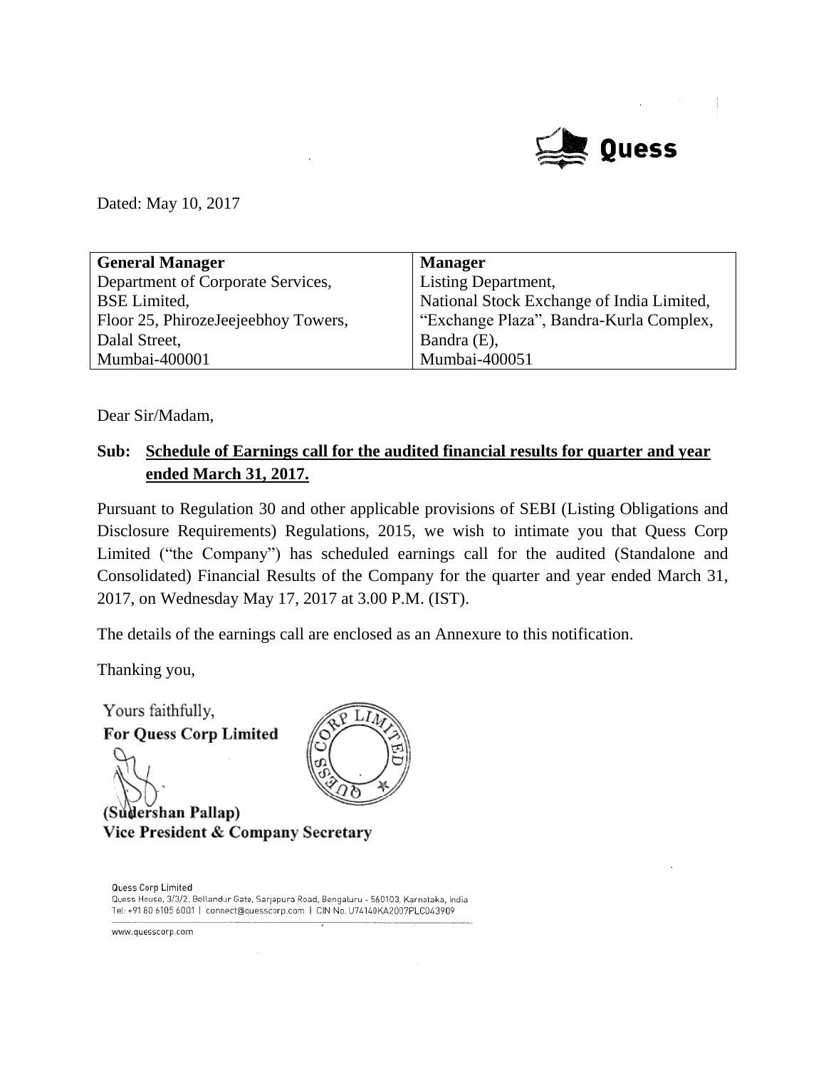Dated: May 10, 2017

| General Manager | Manager |
|---|---|
| Department of Corporate Services,<br>BSE Limited,<br>Floor 25, PhirozeJeejeebhoy Towers,<br>Dalal Street,<br>Mumbai-400001 | Listing Department,<br>National Stock Exchange of India Limited,<br>"Exchange Plaza", Bandra-Kurla Complex,<br>Bandra (E),<br>Mumbai-400051 |

Dear Sir/Madam,

**Sub: Schedule of Earnings call for the audited financial results for quarter and year ended March 31, 2017.**

Pursuant to Regulation 30 and other applicable provisions of SEBI (Listing Obligations and Disclosure Requirements) Regulations, 2015, we wish to intimate you that Quess Corp Limited ("the Company") has scheduled earnings call for the audited (Standalone and Consolidated) Financial Results of the Company for the quarter and year ended March 31, 2017, on Wednesday May 17, 2017 at 3.00 P.M. (IST).

The details of the earnings call are enclosed as an Annexure to this notification.

Thanking you,

Yours faithfully,
**For Quess Corp Limited**

**(Sudershan Pallap)**
**Vice President & Company Secretary**

Quess Corp Limited
Quess House, 3/3/2, Bellandur Gate, Sarjapura Road, Bengaluru - 560103, Karnataka, India
Tel: +91 80 6105 6001 | connect@quesscorp.com | CIN No. U74140KA2007PLC043909

www.quesscorp.com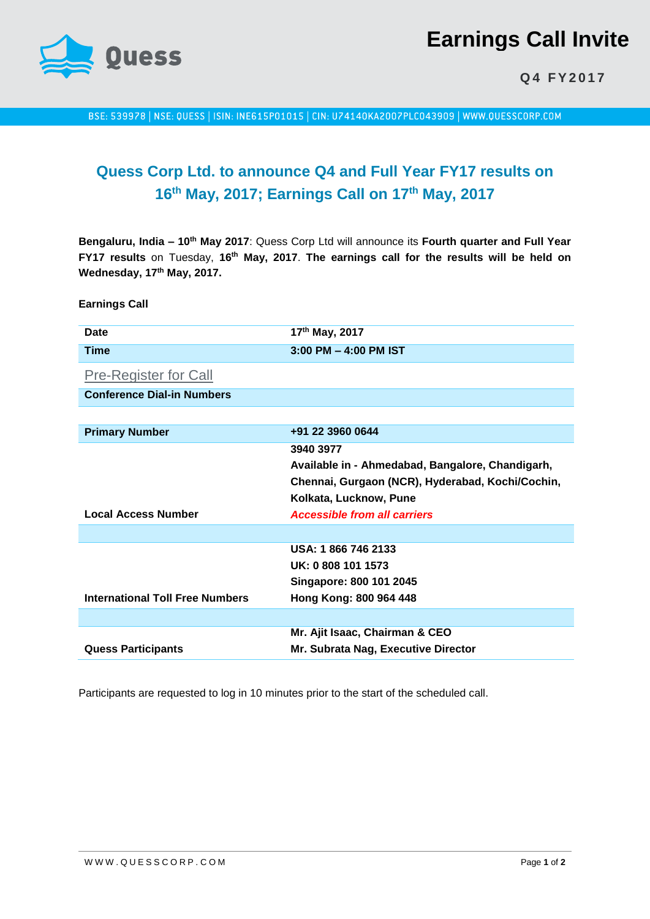# Earnings Call Invite

**Q4 FY2017**

BSE: 539978 | NSE: QUESS | ISIN: INE615P01015 | CIN: U74140KA2007PLC043909 | WWW.QUESSCORP.COM

## Quess Corp Ltd. to announce Q4 and Full Year FY17 results on 16th May, 2017; Earnings Call on 17th May, 2017

**Bengaluru, India – 10th May 2017**: Quess Corp Ltd will announce its **Fourth quarter and Full Year FY17 results** on Tuesday, **16th May, 2017**. **The earnings call for the results will be held on Wednesday, 17th May, 2017.**

**Earnings Call**

| | |
|---|---|
| **Date** | **17th May, 2017** |
| **Time** | **3:00 PM – 4:00 PM IST** |
| Pre-Register for Call | |
| **Conference Dial-in Numbers** | |
| | |
| **Primary Number** | **+91 22 3960 0644** |
| **Local Access Number** | **3940 3977**<br>**Available in - Ahmedabad, Bangalore, Chandigarh, Chennai, Gurgaon (NCR), Hyderabad, Kochi/Cochin, Kolkata, Lucknow, Pune**<br>***Accessible from all carriers*** |
| | |
| **International Toll Free Numbers** | **USA: 1 866 746 2133**<br>**UK: 0 808 101 1573**<br>**Singapore: 800 101 2045**<br>**Hong Kong: 800 964 448** |
| | |
| **Quess Participants** | **Mr. Ajit Isaac, Chairman & CEO**<br>**Mr. Subrata Nag, Executive Director** |

Participants are requested to log in 10 minutes prior to the start of the scheduled call.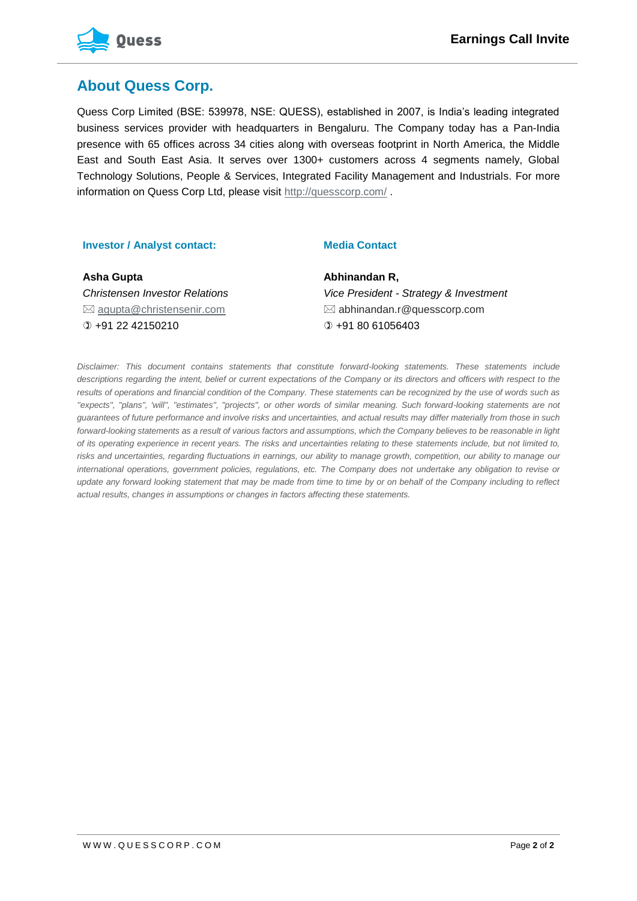## About Quess Corp.

Quess Corp Limited (BSE: 539978, NSE: QUESS), established in 2007, is India's leading integrated business services provider with headquarters in Bengaluru. The Company today has a Pan-India presence with 65 offices across 34 cities along with overseas footprint in North America, the Middle East and South East Asia. It serves over 1300+ customers across 4 segments namely, Global Technology Solutions, People & Services, Integrated Facility Management and Industrials. For more information on Quess Corp Ltd, please visit http://quesscorp.com/ .

**Investor / Analyst contact:**

**Asha Gupta**
*Christensen Investor Relations*
✉ agupta@christensenir.com
✆ +91 22 42150210

**Media Contact**

**Abhinandan R,**
*Vice President - Strategy & Investment*
✉ abhinandan.r@quesscorp.com
✆ +91 80 61056403

*Disclaimer: This document contains statements that constitute forward-looking statements. These statements include descriptions regarding the intent, belief or current expectations of the Company or its directors and officers with respect to the results of operations and financial condition of the Company. These statements can be recognized by the use of words such as "expects", "plans", 'will", "estimates", "projects", or other words of similar meaning. Such forward-looking statements are not guarantees of future performance and involve risks and uncertainties, and actual results may differ materially from those in such forward-looking statements as a result of various factors and assumptions, which the Company believes to be reasonable in light of its operating experience in recent years. The risks and uncertainties relating to these statements include, but not limited to, risks and uncertainties, regarding fluctuations in earnings, our ability to manage growth, competition, our ability to manage our international operations, government policies, regulations, etc. The Company does not undertake any obligation to revise or update any forward looking statement that may be made from time to time by or on behalf of the Company including to reflect actual results, changes in assumptions or changes in factors affecting these statements.*